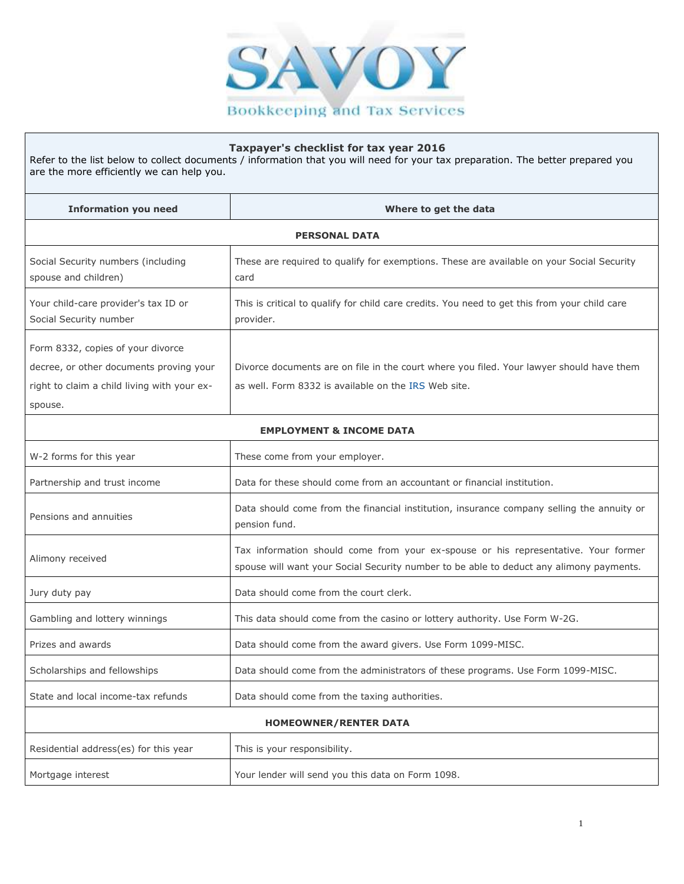# SAVOY

Bookkeeping and Tax Services

| Taxpayer's checklist for tax year 2016<br>Refer to the list below to collect documents / information that you will need for your tax preparation. The better prepared you are the more efficiently we can help you. | |
|---|---|
| **Information you need** | **Where to get the data** |
| **PERSONAL DATA** | |
| Social Security numbers (including spouse and children) | These are required to qualify for exemptions. These are available on your Social Security card |
| Your child-care provider's tax ID or Social Security number | This is critical to qualify for child care credits. You need to get this from your child care provider. |
| Form 8332, copies of your divorce decree, or other documents proving your right to claim a child living with your ex-spouse. | Divorce documents are on file in the court where you filed. Your lawyer should have them as well. Form 8332 is available on the IRS Web site. |
| **EMPLOYMENT & INCOME DATA** | |
| W-2 forms for this year | These come from your employer. |
| Partnership and trust income | Data for these should come from an accountant or financial institution. |
| Pensions and annuities | Data should come from the financial institution, insurance company selling the annuity or pension fund. |
| Alimony received | Tax information should come from your ex-spouse or his representative. Your former spouse will want your Social Security number to be able to deduct any alimony payments. |
| Jury duty pay | Data should come from the court clerk. |
| Gambling and lottery winnings | This data should come from the casino or lottery authority. Use Form W-2G. |
| Prizes and awards | Data should come from the award givers. Use Form 1099-MISC. |
| Scholarships and fellowships | Data should come from the administrators of these programs. Use Form 1099-MISC. |
| State and local income-tax refunds | Data should come from the taxing authorities. |
| **HOMEOWNER/RENTER DATA** | |
| Residential address(es) for this year | This is your responsibility. |
| Mortgage interest | Your lender will send you this data on Form 1098. |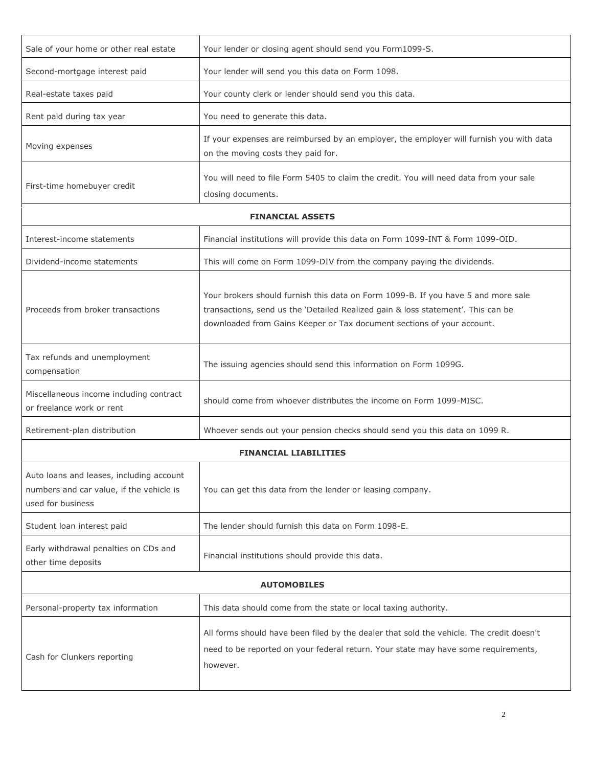| | |
|---|---|
| Sale of your home or other real estate | Your lender or closing agent should send you Form1099-S. |
| Second-mortgage interest paid | Your lender will send you this data on Form 1098. |
| Real-estate taxes paid | Your county clerk or lender should send you this data. |
| Rent paid during tax year | You need to generate this data. |
| Moving expenses | If your expenses are reimbursed by an employer, the employer will furnish you with data on the moving costs they paid for. |
| First-time homebuyer credit | You will need to file Form 5405 to claim the credit. You will need data from your sale closing documents. |
| **FINANCIAL ASSETS** | |
| Interest-income statements | Financial institutions will provide this data on Form 1099-INT & Form 1099-OID. |
| Dividend-income statements | This will come on Form 1099-DIV from the company paying the dividends. |
| Proceeds from broker transactions | Your brokers should furnish this data on Form 1099-B. If you have 5 and more sale transactions, send us the 'Detailed Realized gain & loss statement'. This can be downloaded from Gains Keeper or Tax document sections of your account. |
| Tax refunds and unemployment compensation | The issuing agencies should send this information on Form 1099G. |
| Miscellaneous income including contract or freelance work or rent | should come from whoever distributes the income on Form 1099-MISC. |
| Retirement-plan distribution | Whoever sends out your pension checks should send you this data on 1099 R. |
| **FINANCIAL LIABILITIES** | |
| Auto loans and leases, including account numbers and car value, if the vehicle is used for business | You can get this data from the lender or leasing company. |
| Student loan interest paid | The lender should furnish this data on Form 1098-E. |
| Early withdrawal penalties on CDs and other time deposits | Financial institutions should provide this data. |
| **AUTOMOBILES** | |
| Personal-property tax information | This data should come from the state or local taxing authority. |
| Cash for Clunkers reporting | All forms should have been filed by the dealer that sold the vehicle. The credit doesn't need to be reported on your federal return. Your state may have some requirements, however. |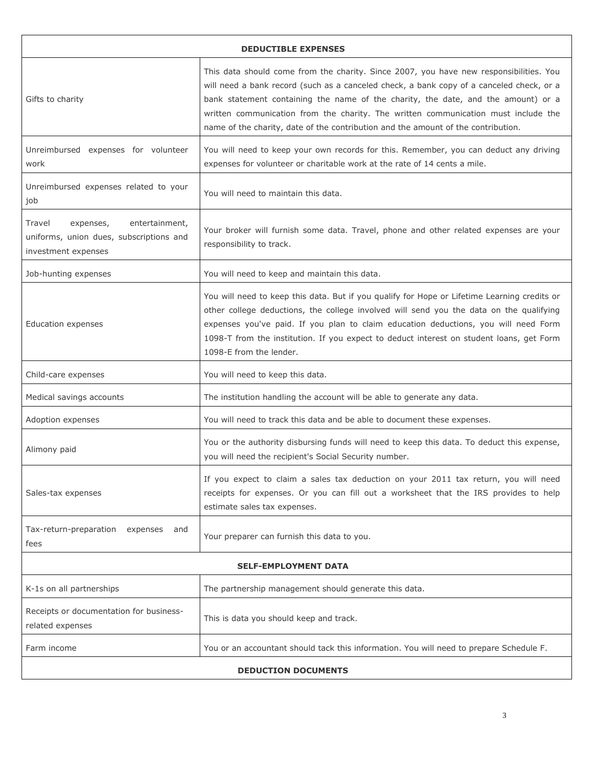| DEDUCTIBLE EXPENSES | |
|---|---|
| Gifts to charity | This data should come from the charity. Since 2007, you have new responsibilities. You will need a bank record (such as a canceled check, a bank copy of a canceled check, or a bank statement containing the name of the charity, the date, and the amount) or a written communication from the charity. The written communication must include the name of the charity, date of the contribution and the amount of the contribution. |
| Unreimbursed expenses for volunteer work | You will need to keep your own records for this. Remember, you can deduct any driving expenses for volunteer or charitable work at the rate of 14 cents a mile. |
| Unreimbursed expenses related to your job | You will need to maintain this data. |
| Travel expenses, entertainment, uniforms, union dues, subscriptions and investment expenses | Your broker will furnish some data. Travel, phone and other related expenses are your responsibility to track. |
| Job-hunting expenses | You will need to keep and maintain this data. |
| Education expenses | You will need to keep this data. But if you qualify for Hope or Lifetime Learning credits or other college deductions, the college involved will send you the data on the qualifying expenses you've paid. If you plan to claim education deductions, you will need Form 1098-T from the institution. If you expect to deduct interest on student loans, get Form 1098-E from the lender. |
| Child-care expenses | You will need to keep this data. |
| Medical savings accounts | The institution handling the account will be able to generate any data. |
| Adoption expenses | You will need to track this data and be able to document these expenses. |
| Alimony paid | You or the authority disbursing funds will need to keep this data. To deduct this expense, you will need the recipient's Social Security number. |
| Sales-tax expenses | If you expect to claim a sales tax deduction on your 2011 tax return, you will need receipts for expenses. Or you can fill out a worksheet that the IRS provides to help estimate sales tax expenses. |
| Tax-return-preparation expenses and fees | Your preparer can furnish this data to you. |
| **SELF-EMPLOYMENT DATA** | |
| K-1s on all partnerships | The partnership management should generate this data. |
| Receipts or documentation for business-related expenses | This is data you should keep and track. |
| Farm income | You or an accountant should tack this information. You will need to prepare Schedule F. |
| **DEDUCTION DOCUMENTS** | |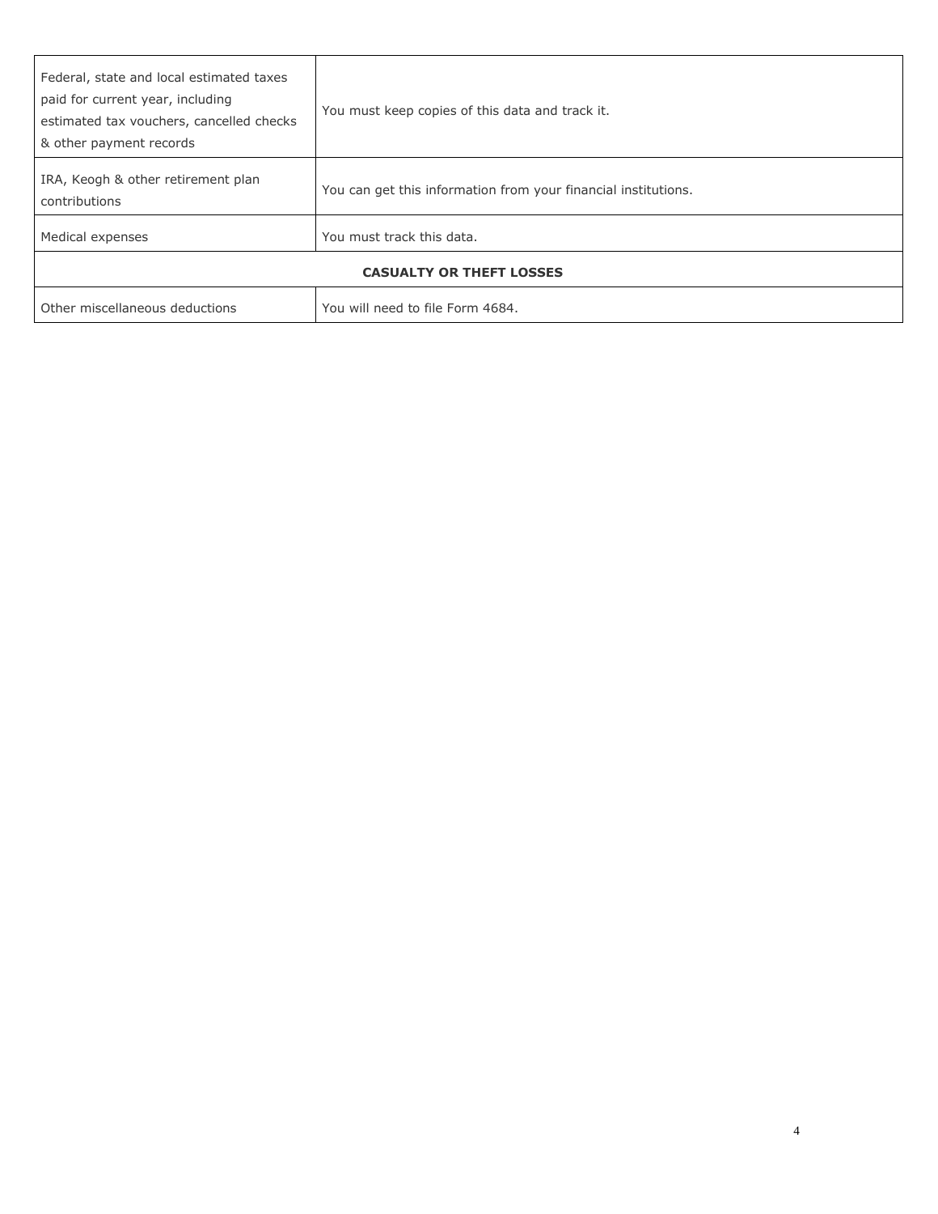| | |
|---|---|
| Federal, state and local estimated taxes paid for current year, including estimated tax vouchers, cancelled checks & other payment records | You must keep copies of this data and track it. |
| IRA, Keogh & other retirement plan contributions | You can get this information from your financial institutions. |
| Medical expenses | You must track this data. |
| **CASUALTY OR THEFT LOSSES** | |
| Other miscellaneous deductions | You will need to file Form 4684. |